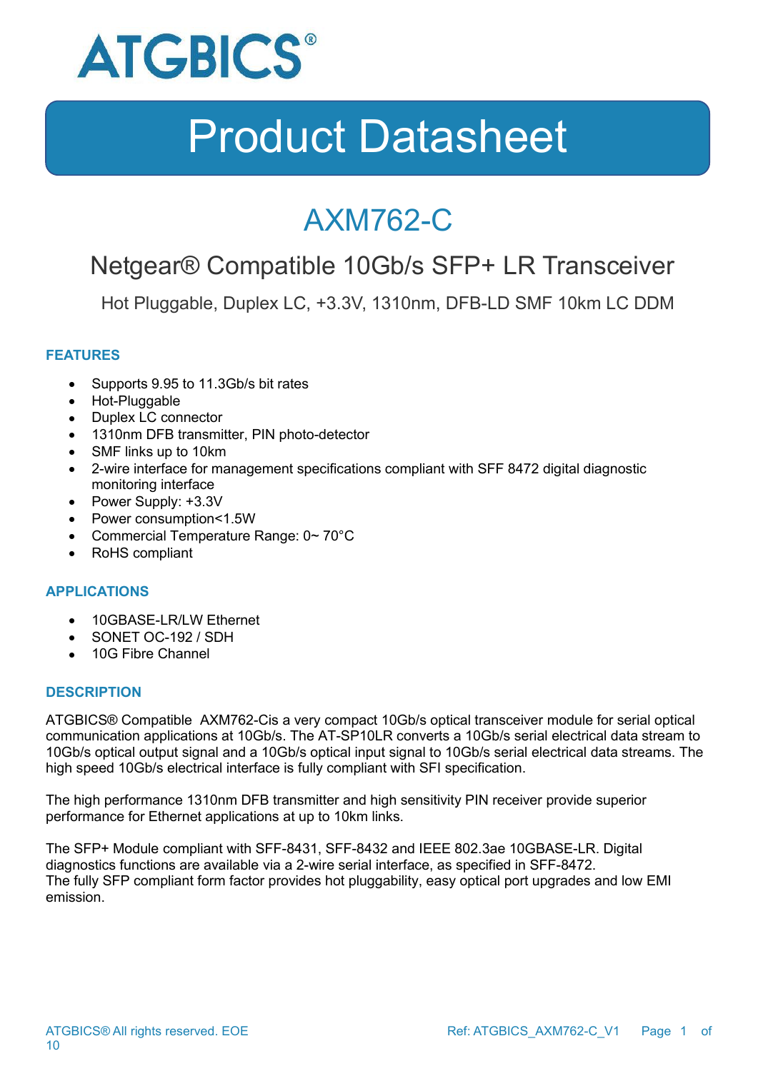ATGBICS®

# Product Datasheet

## AXM762-C

### Netgear® Compatible 10Gb/s SFP+ LR Transceiver

Hot Pluggable, Duplex LC, +3.3V, 1310nm, DFB-LD SMF 10km LC DDM

### FEATURES

- Supports 9.95 to 11.3Gb/s bit rates
- Hot-Pluggable
- Duplex LC connector
- 1310nm DFB transmitter, PIN photo-detector
- SMF links up to 10km
- 2-wire interface for management specifications compliant with SFF 8472 digital diagnostic monitoring interface
- Power Supply: +3.3V
- Power consumption<1.5W
- Commercial Temperature Range: 0~ 70°C
- RoHS compliant

### APPLICATIONS

- 10GBASE-LR/LW Ethernet
- SONET OC-192 / SDH
- 10G Fibre Channel

### DESCRIPTION

ATGBICS® Compatible AXM762-Cis a very compact 10Gb/s optical transceiver module for serial optical communication applications at 10Gb/s. The AT-SP10LR converts a 10Gb/s serial electrical data stream to 10Gb/s optical output signal and a 10Gb/s optical input signal to 10Gb/s serial electrical data streams. The high speed 10Gb/s electrical interface is fully compliant with SFI specification.

The high performance 1310nm DFB transmitter and high sensitivity PIN receiver provide superior performance for Ethernet applications at up to 10km links.

The SFP+ Module compliant with SFF-8431, SFF-8432 and IEEE 802.3ae 10GBASE-LR. Digital diagnostics functions are available via a 2-wire serial interface, as specified in SFF-8472.
The fully SFP compliant form factor provides hot pluggability, easy optical port upgrades and low EMI emission.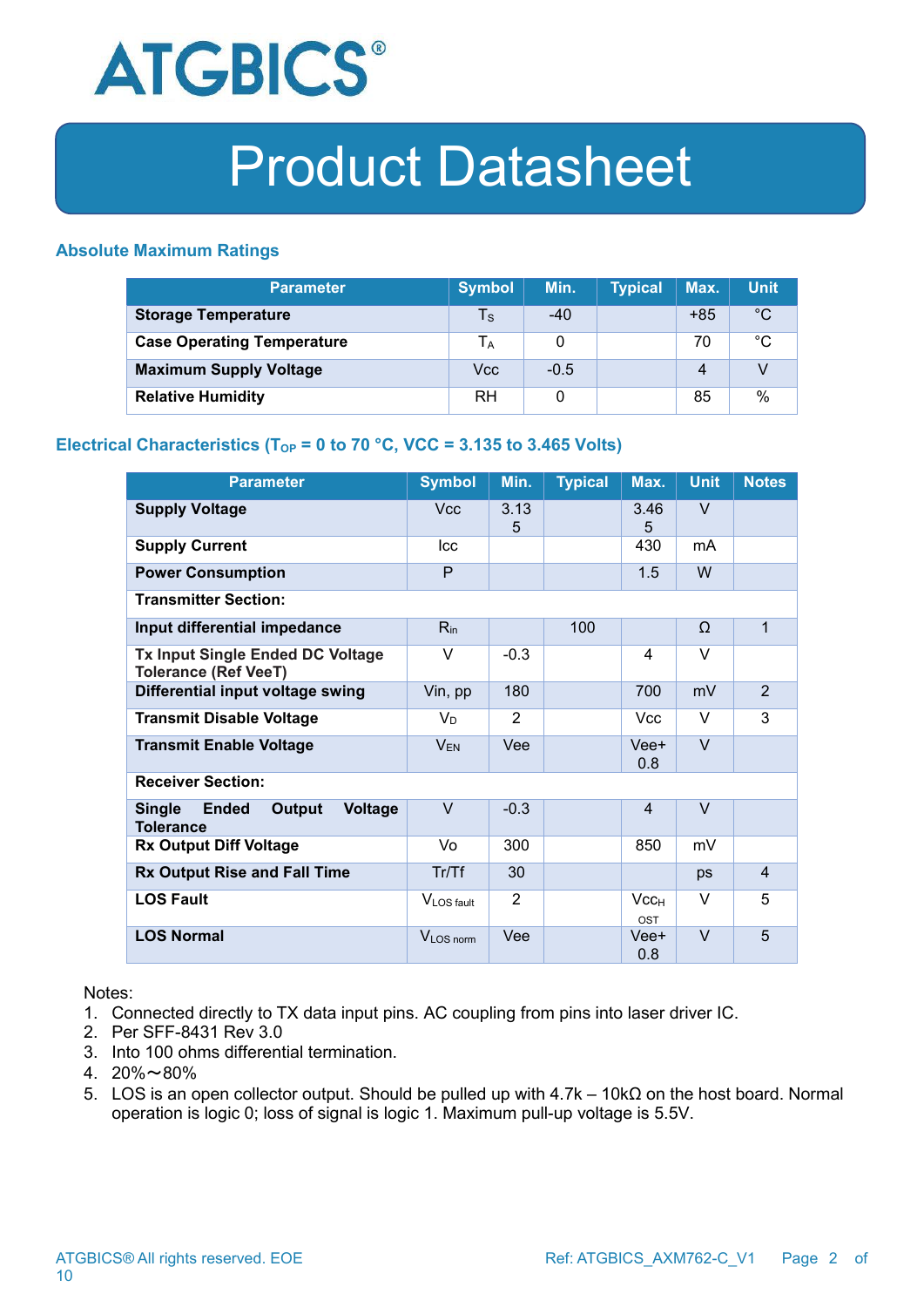# Product Datasheet

### Absolute Maximum Ratings

| Parameter | Symbol | Min. | Typical | Max. | Unit |
|---|---|---|---|---|---|
| **Storage Temperature** | $T_S$ | -40 | | +85 | °C |
| **Case Operating Temperature** | $T_A$ | 0 | | 70 | °C |
| **Maximum Supply Voltage** | Vcc | -0.5 | | 4 | V |
| **Relative Humidity** | RH | 0 | | 85 | % |

### Electrical Characteristics ($T_{OP}$ = 0 to 70 °C, VCC = 3.135 to 3.465 Volts)

| Parameter | Symbol | Min. | Typical | Max. | Unit | Notes |
|---|---|---|---|---|---|---|
| **Supply Voltage** | Vcc | 3.135 | | 3.465 | V | |
| **Supply Current** | Icc | | | 430 | mA | |
| **Power Consumption** | P | | | 1.5 | W | |
| **Transmitter Section:** | | | | | | |
| **Input differential impedance** | $R_{in}$ | | 100 | | Ω | 1 |
| **Tx Input Single Ended DC Voltage Tolerance (Ref VeeT)** | V | -0.3 | | 4 | V | |
| **Differential input voltage swing** | Vin, pp | 180 | | 700 | mV | 2 |
| **Transmit Disable Voltage** | $V_D$ | 2 | | Vcc | V | 3 |
| **Transmit Enable Voltage** | $V_{EN}$ | Vee | | Vee+ 0.8 | V | |
| **Receiver Section:** | | | | | | |
| **Single Ended Output Voltage Tolerance** | V | -0.3 | | 4 | V | |
| **Rx Output Diff Voltage** | Vo | 300 | | 850 | mV | |
| **Rx Output Rise and Fall Time** | Tr/Tf | 30 | | | ps | 4 |
| **LOS Fault** | $V_{LOS\ fault}$ | 2 | | $Vcc_{HOST}$ | V | 5 |
| **LOS Normal** | $V_{LOS\ norm}$ | Vee | | Vee+ 0.8 | V | 5 |

Notes:

1. Connected directly to TX data input pins. AC coupling from pins into laser driver IC.
2. Per SFF-8431 Rev 3.0
3. Into 100 ohms differential termination.
4. 20%～80%
5. LOS is an open collector output. Should be pulled up with 4.7k – 10kΩ on the host board. Normal operation is logic 0; loss of signal is logic 1. Maximum pull-up voltage is 5.5V.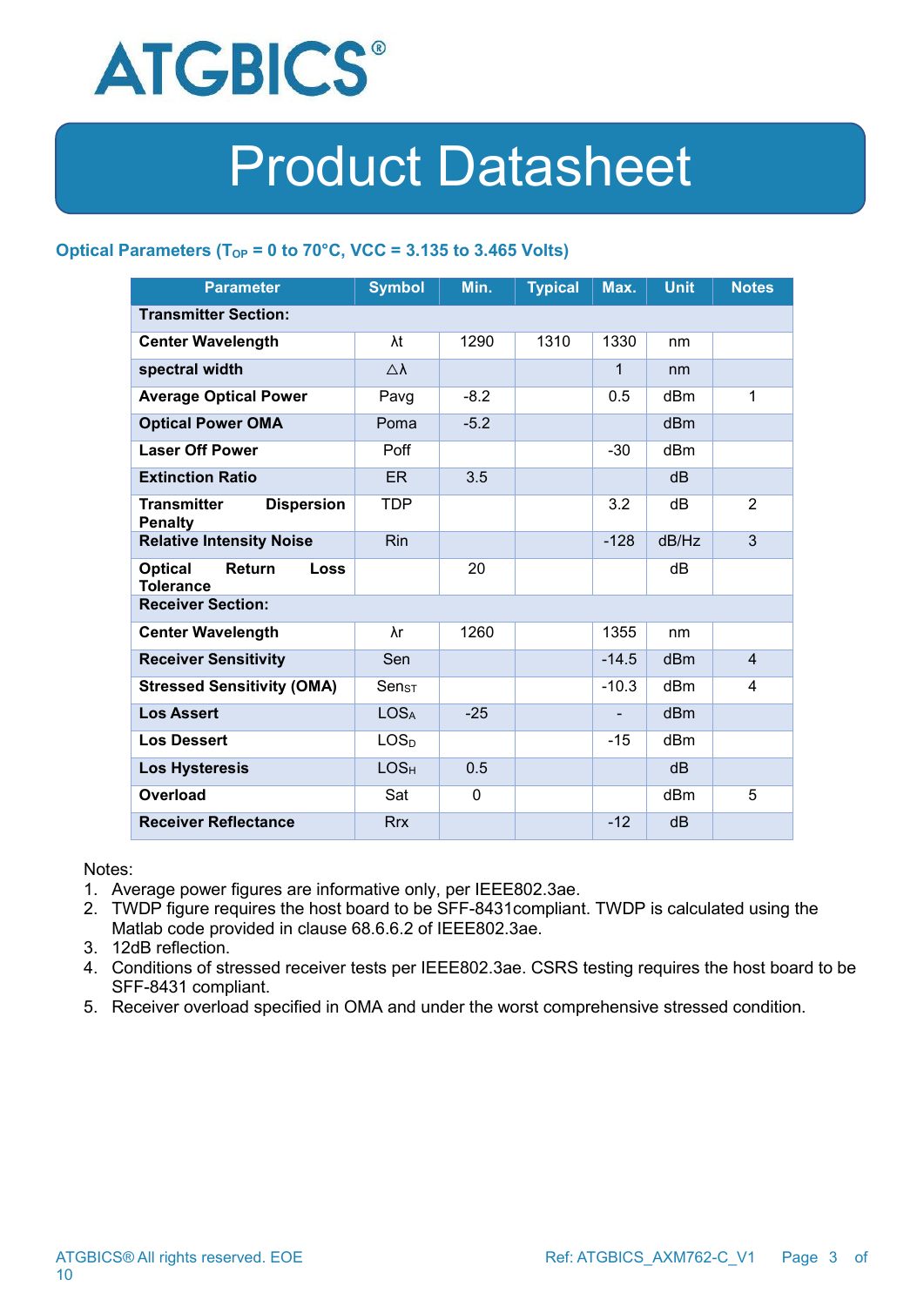## Optical Parameters ($T_{OP}$ = 0 to 70°C, VCC = 3.135 to 3.465 Volts)

| Parameter | Symbol | Min. | Typical | Max. | Unit | Notes |
|---|---|---|---|---|---|---|
| **Transmitter Section:** | | | | | | |
| **Center Wavelength** | λt | 1290 | 1310 | 1330 | nm | |
| **spectral width** | △λ | | | 1 | nm | |
| **Average Optical Power** | Pavg | -8.2 | | 0.5 | dBm | 1 |
| **Optical Power OMA** | Poma | -5.2 | | | dBm | |
| **Laser Off Power** | Poff | | | -30 | dBm | |
| **Extinction Ratio** | ER | 3.5 | | | dB | |
| **Transmitter Dispersion Penalty** | TDP | | | 3.2 | dB | 2 |
| **Relative Intensity Noise** | Rin | | | -128 | dB/Hz | 3 |
| **Optical Return Loss Tolerance** | | 20 | | | dB | |
| **Receiver Section:** | | | | | | |
| **Center Wavelength** | λr | 1260 | | 1355 | nm | |
| **Receiver Sensitivity** | Sen | | | -14.5 | dBm | 4 |
| **Stressed Sensitivity (OMA)** | $Sen_{ST}$ | | | -10.3 | dBm | 4 |
| **Los Assert** | $LOS_A$ | -25 | | - | dBm | |
| **Los Dessert** | $LOS_D$ | | | -15 | dBm | |
| **Los Hysteresis** | $LOS_H$ | 0.5 | | | dB | |
| **Overload** | Sat | 0 | | | dBm | 5 |
| **Receiver Reflectance** | Rrx | | | -12 | dB | |

Notes:

1. Average power figures are informative only, per IEEE802.3ae.
2. TWDP figure requires the host board to be SFF-8431compliant. TWDP is calculated using the Matlab code provided in clause 68.6.6.2 of IEEE802.3ae.
3. 12dB reflection.
4. Conditions of stressed receiver tests per IEEE802.3ae. CSRS testing requires the host board to be SFF-8431 compliant.
5. Receiver overload specified in OMA and under the worst comprehensive stressed condition.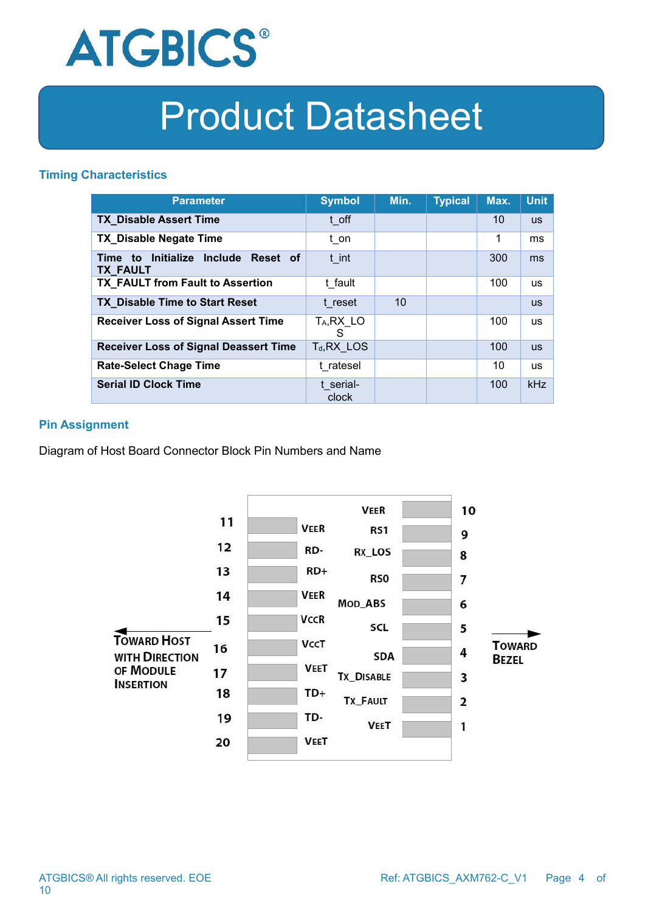### Timing Characteristics

| Parameter | Symbol | Min. | Typical | Max. | Unit |
|---|---|---|---|---|---|
| **TX_Disable Assert Time** | t_off | | | 10 | us |
| **TX_Disable Negate Time** | t_on | | | 1 | ms |
| **Time to Initialize Include Reset of TX_FAULT** | t_int | | | 300 | ms |
| **TX_FAULT from Fault to Assertion** | t_fault | | | 100 | us |
| **TX_Disable Time to Start Reset** | t_reset | 10 | | | us |
| **Receiver Loss of Signal Assert Time** | $T_A$,RX_LOS | | | 100 | us |
| **Receiver Loss of Signal Deassert Time** | $T_d$,RX_LOS | | | 100 | us |
| **Rate-Select Chage Time** | t_ratesel | | | 10 | us |
| **Serial ID Clock Time** | t_serial-clock | | | 100 | kHz |

### Pin Assignment

Diagram of Host Board Connector Block Pin Numbers and Name

| Pin | Name | Pin | Name |
|---|---|---|---|
| 11 | VEER | 10 | VEER |
| 12 | RD- | 9 | RS1 |
| 13 | RD+ | 8 | RX_LOS |
| 14 | VEER | 7 | RS0 |
| 15 | VCCR | 6 | MOD_ABS |
| 16 | VCCT | 5 | SCL |
| 17 | VEET | 4 | SDA |
| 18 | TD+ | 3 | TX_DISABLE |
| 19 | TD- | 2 | TX_FAULT |
| 20 | VEET | 1 | VEET |

← TOWARD HOST WITH DIRECTION OF MODULE INSERTION

TOWARD BEZEL →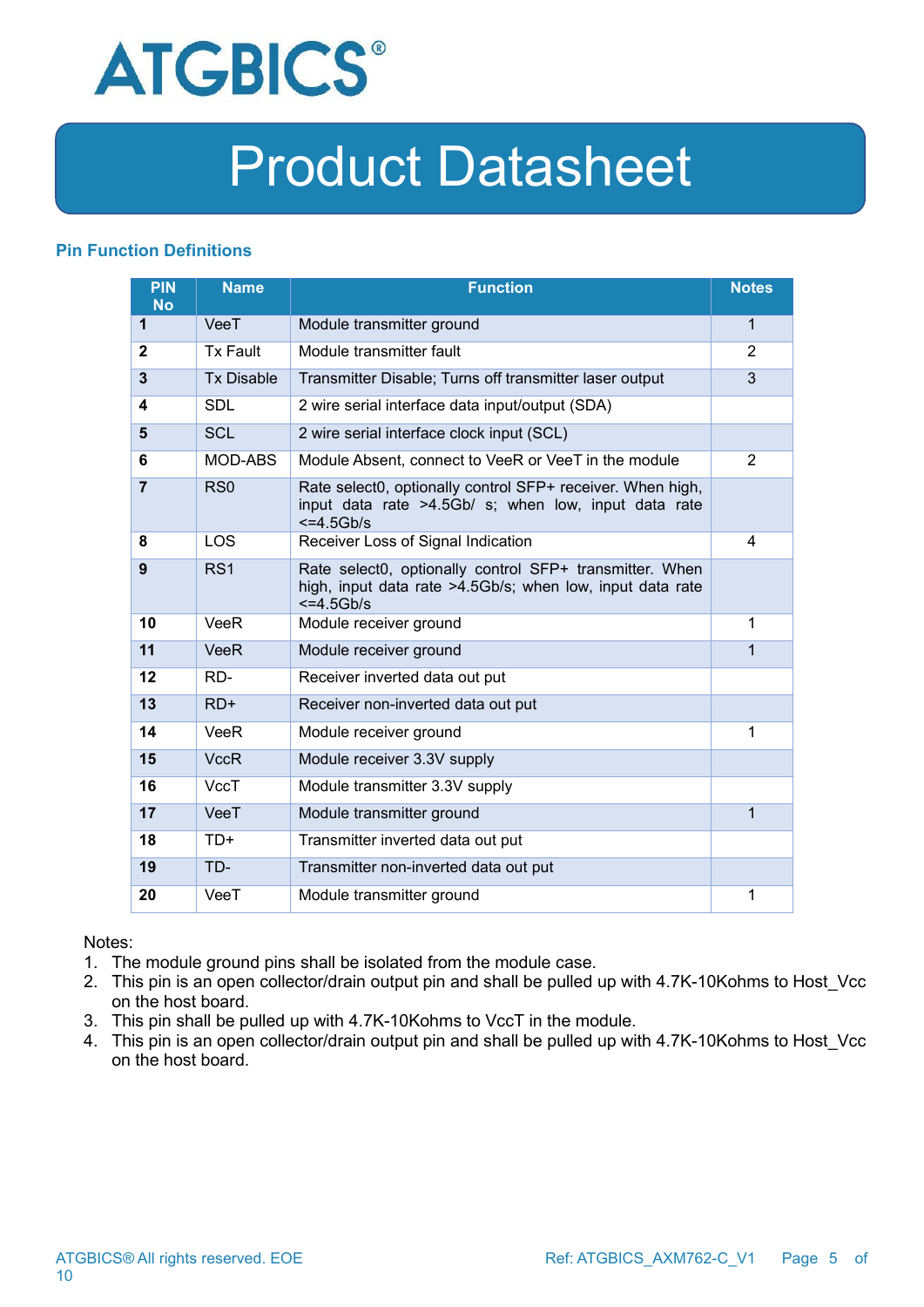## Pin Function Definitions

| PIN No | Name | Function | Notes |
|---|---|---|---|
| 1 | VeeT | Module transmitter ground | 1 |
| 2 | Tx Fault | Module transmitter fault | 2 |
| 3 | Tx Disable | Transmitter Disable; Turns off transmitter laser output | 3 |
| 4 | SDL | 2 wire serial interface data input/output (SDA) | |
| 5 | SCL | 2 wire serial interface clock input (SCL) | |
| 6 | MOD-ABS | Module Absent, connect to VeeR or VeeT in the module | 2 |
| 7 | RS0 | Rate select0, optionally control SFP+ receiver. When high, input data rate >4.5Gb/ s; when low, input data rate <=4.5Gb/s | |
| 8 | LOS | Receiver Loss of Signal Indication | 4 |
| 9 | RS1 | Rate select0, optionally control SFP+ transmitter. When high, input data rate >4.5Gb/s; when low, input data rate <=4.5Gb/s | |
| 10 | VeeR | Module receiver ground | 1 |
| 11 | VeeR | Module receiver ground | 1 |
| 12 | RD- | Receiver inverted data out put | |
| 13 | RD+ | Receiver non-inverted data out put | |
| 14 | VeeR | Module receiver ground | 1 |
| 15 | VccR | Module receiver 3.3V supply | |
| 16 | VccT | Module transmitter 3.3V supply | |
| 17 | VeeT | Module transmitter ground | 1 |
| 18 | TD+ | Transmitter inverted data out put | |
| 19 | TD- | Transmitter non-inverted data out put | |
| 20 | VeeT | Module transmitter ground | 1 |

Notes:

1. The module ground pins shall be isolated from the module case.
2. This pin is an open collector/drain output pin and shall be pulled up with 4.7K-10Kohms to Host_Vcc on the host board.
3. This pin shall be pulled up with 4.7K-10Kohms to VccT in the module.
4. This pin is an open collector/drain output pin and shall be pulled up with 4.7K-10Kohms to Host_Vcc on the host board.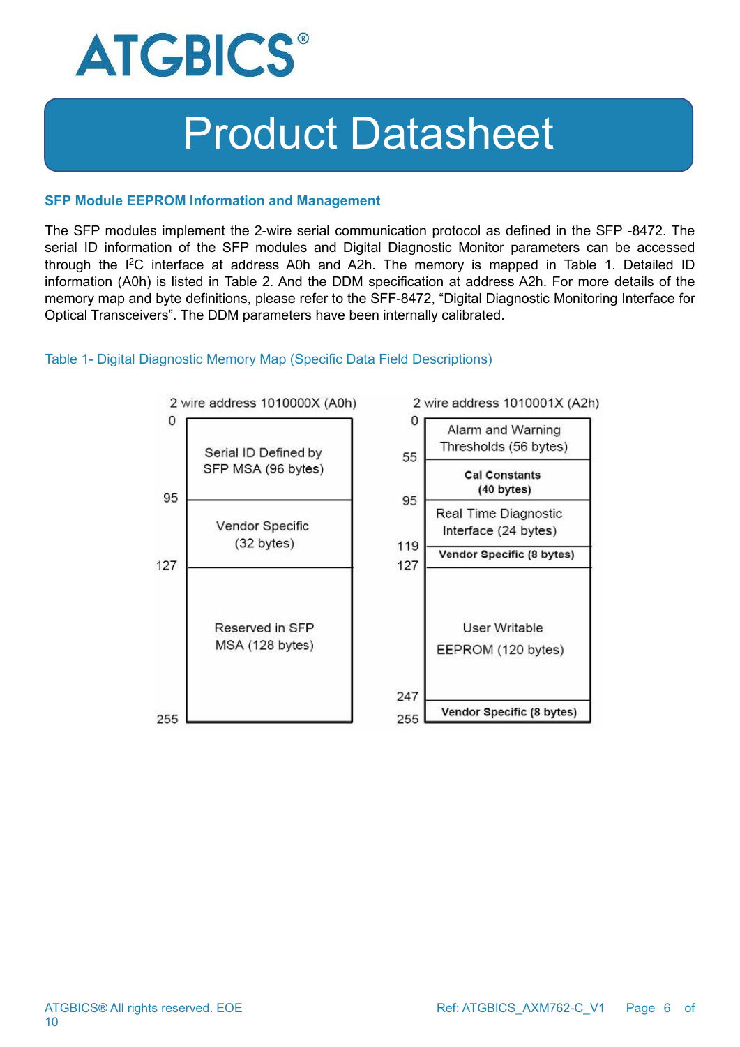## SFP Module EEPROM Information and Management

The SFP modules implement the 2-wire serial communication protocol as defined in the SFP -8472. The serial ID information of the SFP modules and Digital Diagnostic Monitor parameters can be accessed through the I[2]C interface at address A0h and A2h. The memory is mapped in Table 1. Detailed ID information (A0h) is listed in Table 2. And the DDM specification at address A2h. For more details of the memory map and byte definitions, please refer to the SFF-8472, “Digital Diagnostic Monitoring Interface for Optical Transceivers”. The DDM parameters have been internally calibrated.

Table 1- Digital Diagnostic Memory Map (Specific Data Field Descriptions)

**2 wire address 1010000X (A0h)**

| Address | Description |
|---|---|
| 0 – 95 | Serial ID Defined by SFP MSA (96 bytes) |
| 95 – 127 | Vendor Specific (32 bytes) |
| 127 – 255 | Reserved in SFP MSA (128 bytes) |

**2 wire address 1010001X (A2h)**

| Address | Description |
|---|---|
| 0 – 55 | Alarm and Warning Thresholds (56 bytes) |
| 55 – 95 | Cal Constants (40 bytes) |
| 95 – 119 | Real Time Diagnostic Interface (24 bytes) |
| 119 – 127 | Vendor Specific (8 bytes) |
| 127 – 247 | User Writable EEPROM (120 bytes) |
| 247 – 255 | Vendor Specific (8 bytes) |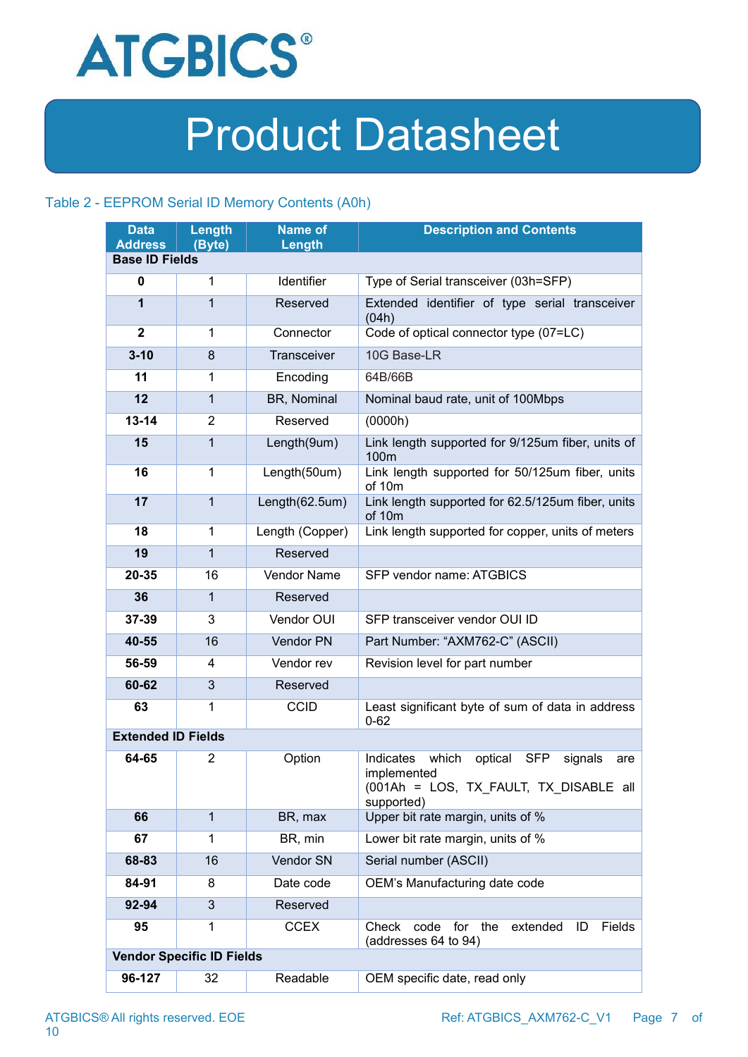Table 2 - EEPROM Serial ID Memory Contents (A0h)

| Data Address | Length (Byte) | Name of Length | Description and Contents |
|---|---|---|---|
| **Base ID Fields** | | | |
| **0** | 1 | Identifier | Type of Serial transceiver (03h=SFP) |
| **1** | 1 | Reserved | Extended identifier of type serial transceiver (04h) |
| **2** | 1 | Connector | Code of optical connector type (07=LC) |
| **3-10** | 8 | Transceiver | 10G Base-LR |
| **11** | 1 | Encoding | 64B/66B |
| **12** | 1 | BR, Nominal | Nominal baud rate, unit of 100Mbps |
| **13-14** | 2 | Reserved | (0000h) |
| **15** | 1 | Length(9um) | Link length supported for 9/125um fiber, units of 100m |
| **16** | 1 | Length(50um) | Link length supported for 50/125um fiber, units of 10m |
| **17** | 1 | Length(62.5um) | Link length supported for 62.5/125um fiber, units of 10m |
| **18** | 1 | Length (Copper) | Link length supported for copper, units of meters |
| **19** | 1 | Reserved | |
| **20-35** | 16 | Vendor Name | SFP vendor name: ATGBICS |
| **36** | 1 | Reserved | |
| **37-39** | 3 | Vendor OUI | SFP transceiver vendor OUI ID |
| **40-55** | 16 | Vendor PN | Part Number: "AXM762-C" (ASCII) |
| **56-59** | 4 | Vendor rev | Revision level for part number |
| **60-62** | 3 | Reserved | |
| **63** | 1 | CCID | Least significant byte of sum of data in address 0-62 |
| **Extended ID Fields** | | | |
| **64-65** | 2 | Option | Indicates which optical SFP signals are implemented (001Ah = LOS, TX_FAULT, TX_DISABLE all supported) |
| **66** | 1 | BR, max | Upper bit rate margin, units of % |
| **67** | 1 | BR, min | Lower bit rate margin, units of % |
| **68-83** | 16 | Vendor SN | Serial number (ASCII) |
| **84-91** | 8 | Date code | OEM's Manufacturing date code |
| **92-94** | 3 | Reserved | |
| **95** | 1 | CCEX | Check code for the extended ID Fields (addresses 64 to 94) |
| **Vendor Specific ID Fields** | | | |
| **96-127** | 32 | Readable | OEM specific date, read only |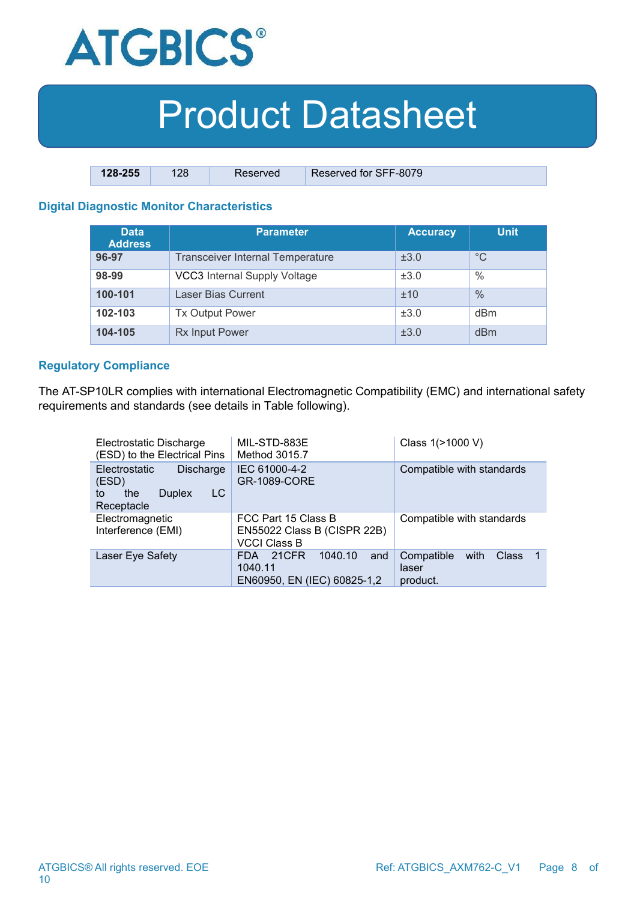| 128-255 | 128 | Reserved | Reserved for SFF-8079 |
|---|---|---|---|

### Digital Diagnostic Monitor Characteristics

| Data Address | Parameter | Accuracy | Unit |
|---|---|---|---|
| 96-97 | Transceiver Internal Temperature | ±3.0 | °C |
| 98-99 | VCC3 Internal Supply Voltage | ±3.0 | % |
| 100-101 | Laser Bias Current | ±10 | % |
| 102-103 | Tx Output Power | ±3.0 | dBm |
| 104-105 | Rx Input Power | ±3.0 | dBm |

### Regulatory Compliance

The AT-SP10LR complies with international Electromagnetic Compatibility (EMC) and international safety requirements and standards (see details in Table following).

| | | |
|---|---|---|
| Electrostatic Discharge (ESD) to the Electrical Pins | MIL-STD-883E Method 3015.7 | Class 1(>1000 V) |
| Electrostatic Discharge (ESD) to the Duplex LC Receptacle | IEC 61000-4-2 GR-1089-CORE | Compatible with standards |
| Electromagnetic Interference (EMI) | FCC Part 15 Class B EN55022 Class B (CISPR 22B) VCCI Class B | Compatible with standards |
| Laser Eye Safety | FDA 21CFR 1040.10 and 1040.11 EN60950, EN (IEC) 60825-1,2 | Compatible with Class 1 laser product. |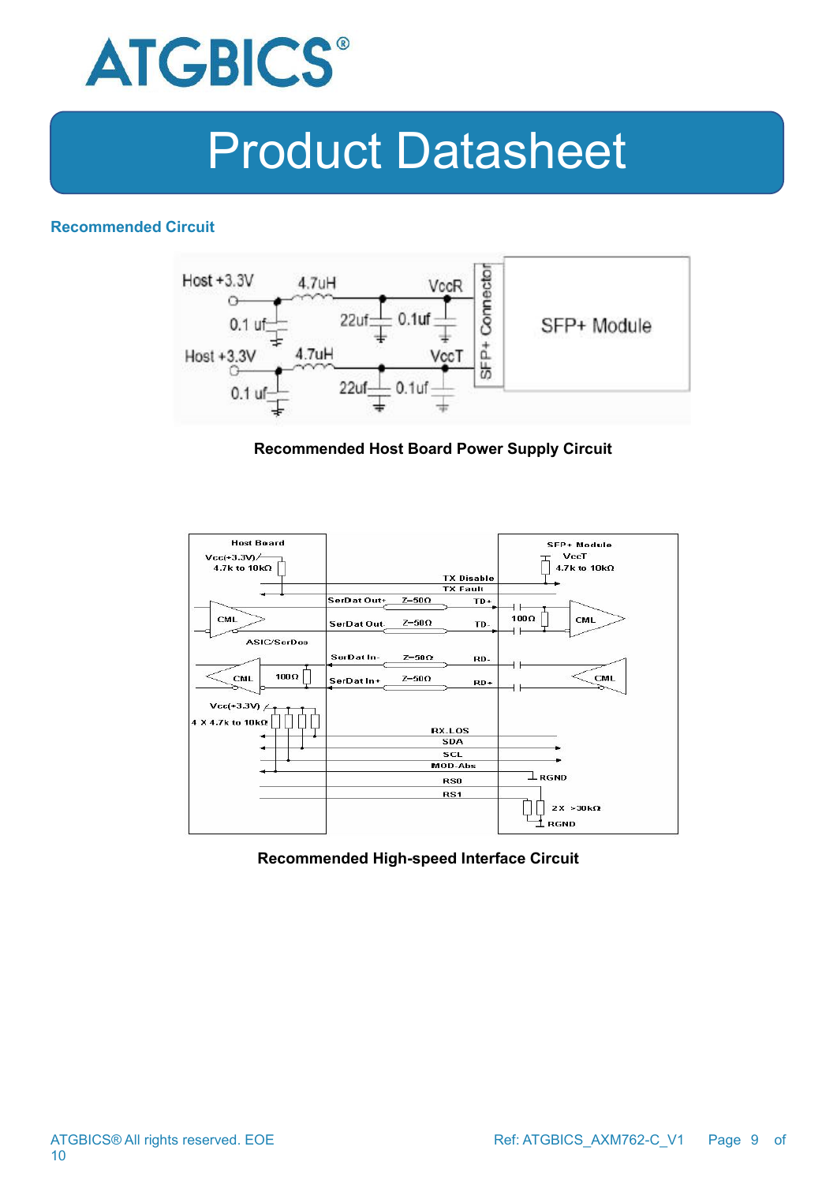## Recommended Circuit

Recommended Host Board Power Supply Circuit

Recommended High-speed Interface Circuit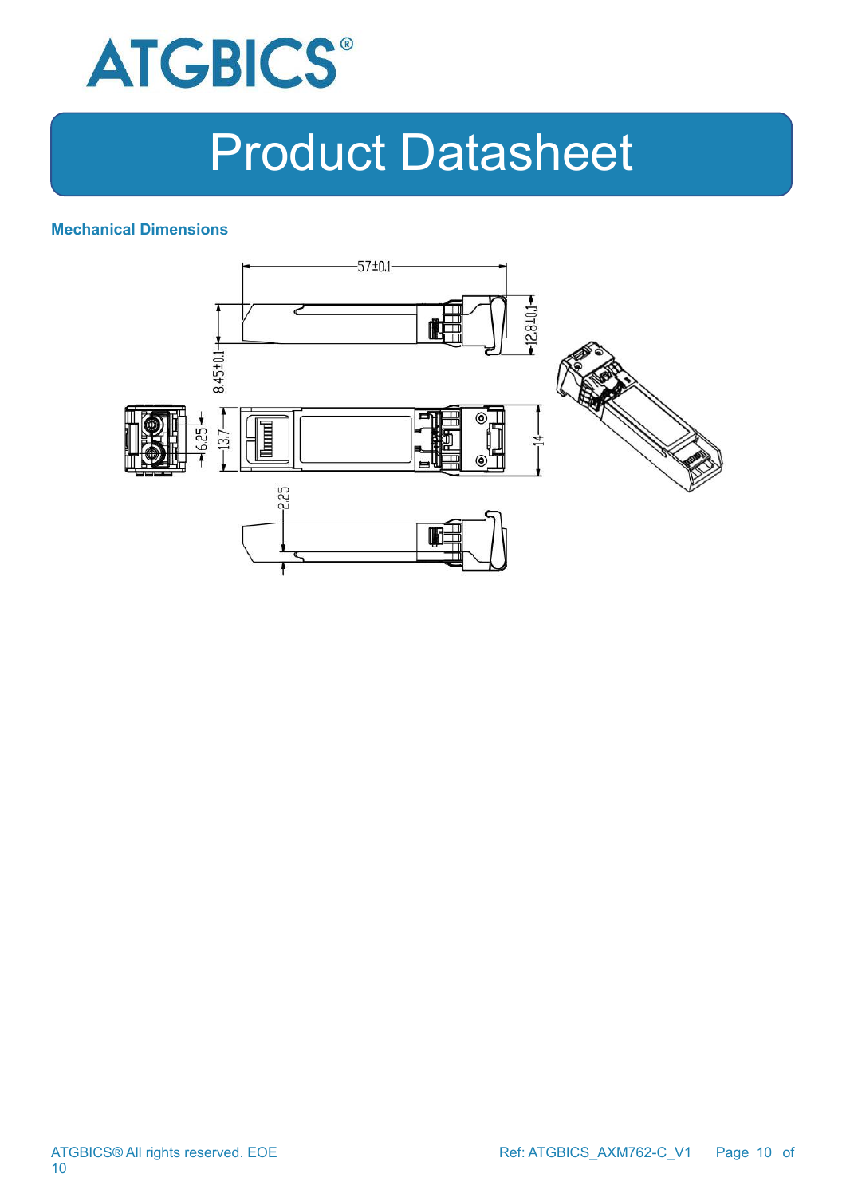### Mechanical Dimensions

57±0.1

12.8±0.1

8.45±0.1

6.25

13.7

14

2.25